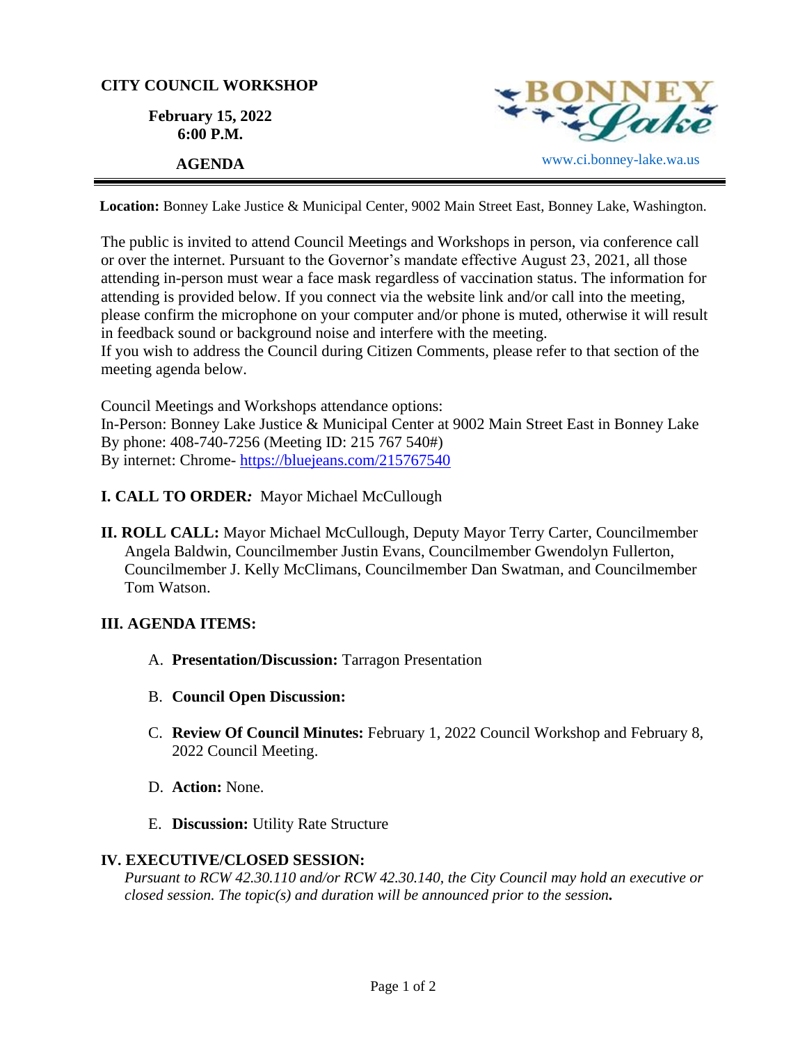**CITY COUNCIL WORKSHOP**

**February 15, 2022**
**6:00 P.M.**

**AGENDA**

BONNEY Lake

www.ci.bonney-lake.wa.us

---

**Location:** Bonney Lake Justice & Municipal Center, 9002 Main Street East, Bonney Lake, Washington.

The public is invited to attend Council Meetings and Workshops in person, via conference call or over the internet. Pursuant to the Governor's mandate effective August 23, 2021, all those attending in-person must wear a face mask regardless of vaccination status. The information for attending is provided below. If you connect via the website link and/or call into the meeting, please confirm the microphone on your computer and/or phone is muted, otherwise it will result in feedback sound or background noise and interfere with the meeting.
If you wish to address the Council during Citizen Comments, please refer to that section of the meeting agenda below.

Council Meetings and Workshops attendance options:
In-Person: Bonney Lake Justice & Municipal Center at 9002 Main Street East in Bonney Lake
By phone: 408-740-7256 (Meeting ID: 215 767 540#)
By internet: Chrome- [https://bluejeans.com/215767540](https://bluejeans.com/215767540)

**I. CALL TO ORDER:** Mayor Michael McCullough

**II. ROLL CALL:** Mayor Michael McCullough, Deputy Mayor Terry Carter, Councilmember Angela Baldwin, Councilmember Justin Evans, Councilmember Gwendolyn Fullerton, Councilmember J. Kelly McClimans, Councilmember Dan Swatman, and Councilmember Tom Watson.

**III. AGENDA ITEMS:**

A. **Presentation/Discussion:** Tarragon Presentation

B. **Council Open Discussion:**

C. **Review Of Council Minutes:** February 1, 2022 Council Workshop and February 8, 2022 Council Meeting.

D. **Action:** None.

E. **Discussion:** Utility Rate Structure

**IV. EXECUTIVE/CLOSED SESSION:**

*Pursuant to RCW 42.30.110 and/or RCW 42.30.140, the City Council may hold an executive or closed session. The topic(s) and duration will be announced prior to the session.*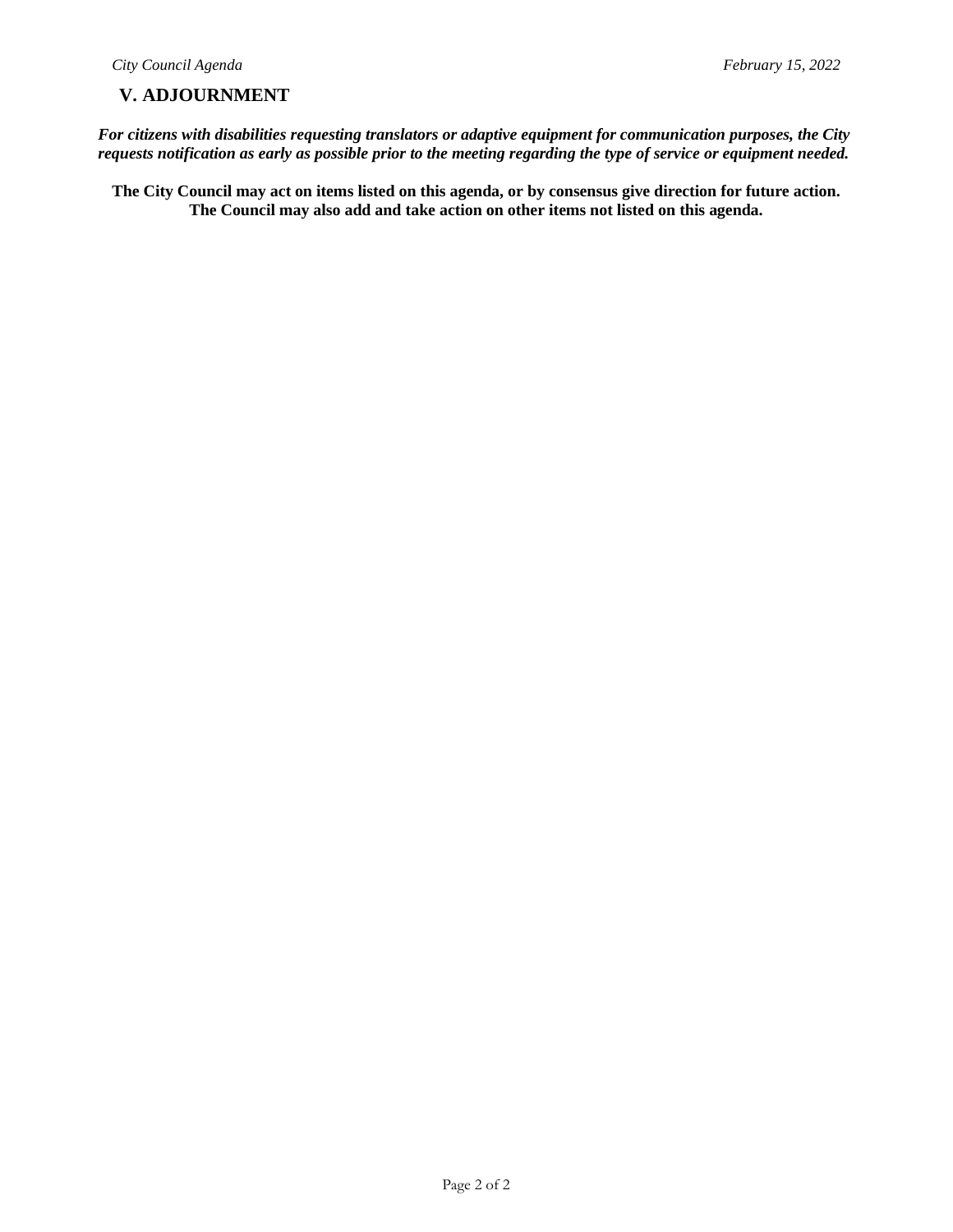## V. ADJOURNMENT

***For citizens with disabilities requesting translators or adaptive equipment for communication purposes, the City requests notification as early as possible prior to the meeting regarding the type of service or equipment needed.***

**The City Council may act on items listed on this agenda, or by consensus give direction for future action. The Council may also add and take action on other items not listed on this agenda.**